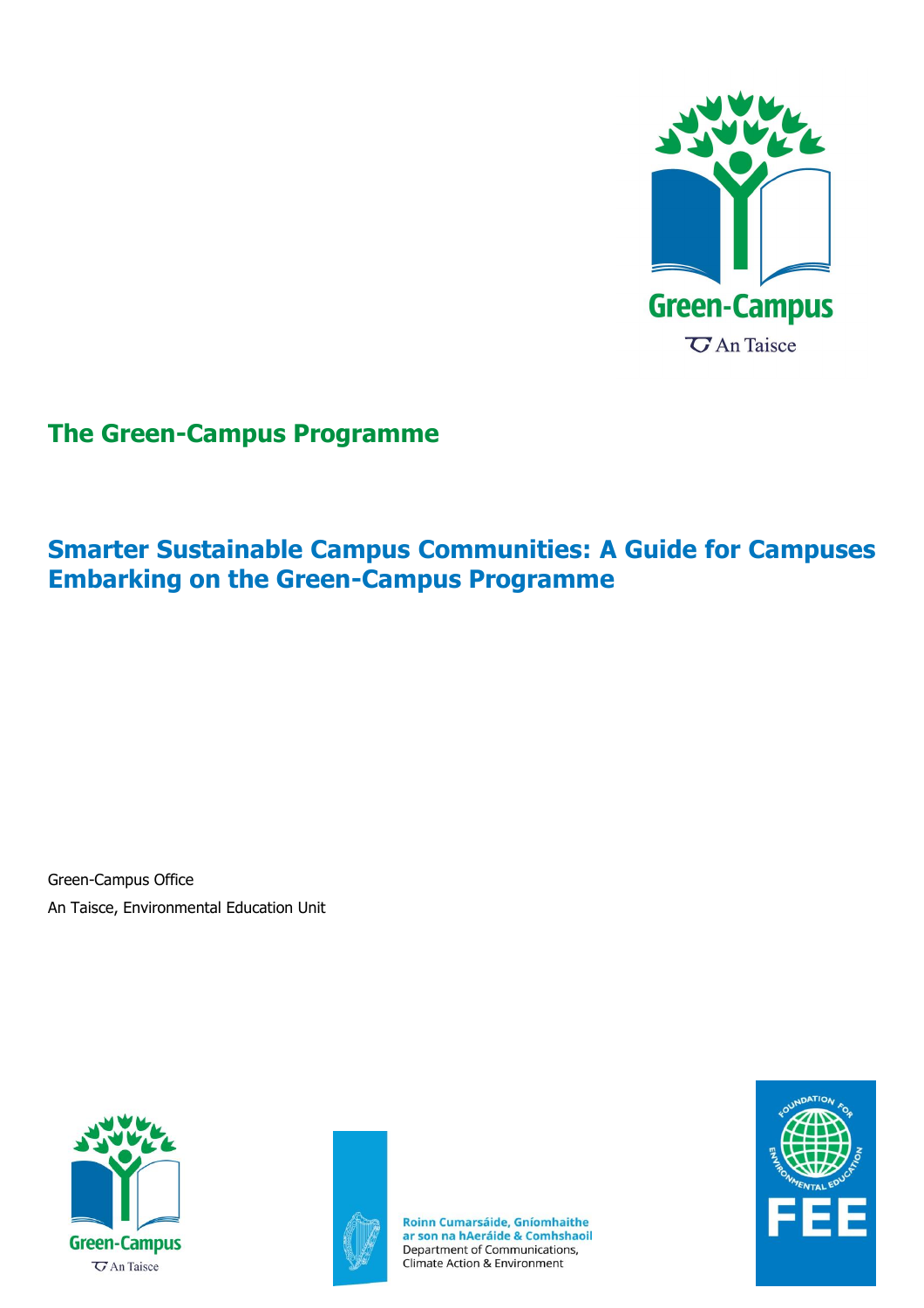# The Green-Campus Programme

## Smarter Sustainable Campus Communities: A Guide for Campuses Embarking on the Green-Campus Programme

Green-Campus Office

An Taisce, Environmental Education Unit

Roinn Cumarsáide, Gníomhaithe ar son na hAeráide & Comhshaoil
Department of Communications, Climate Action & Environment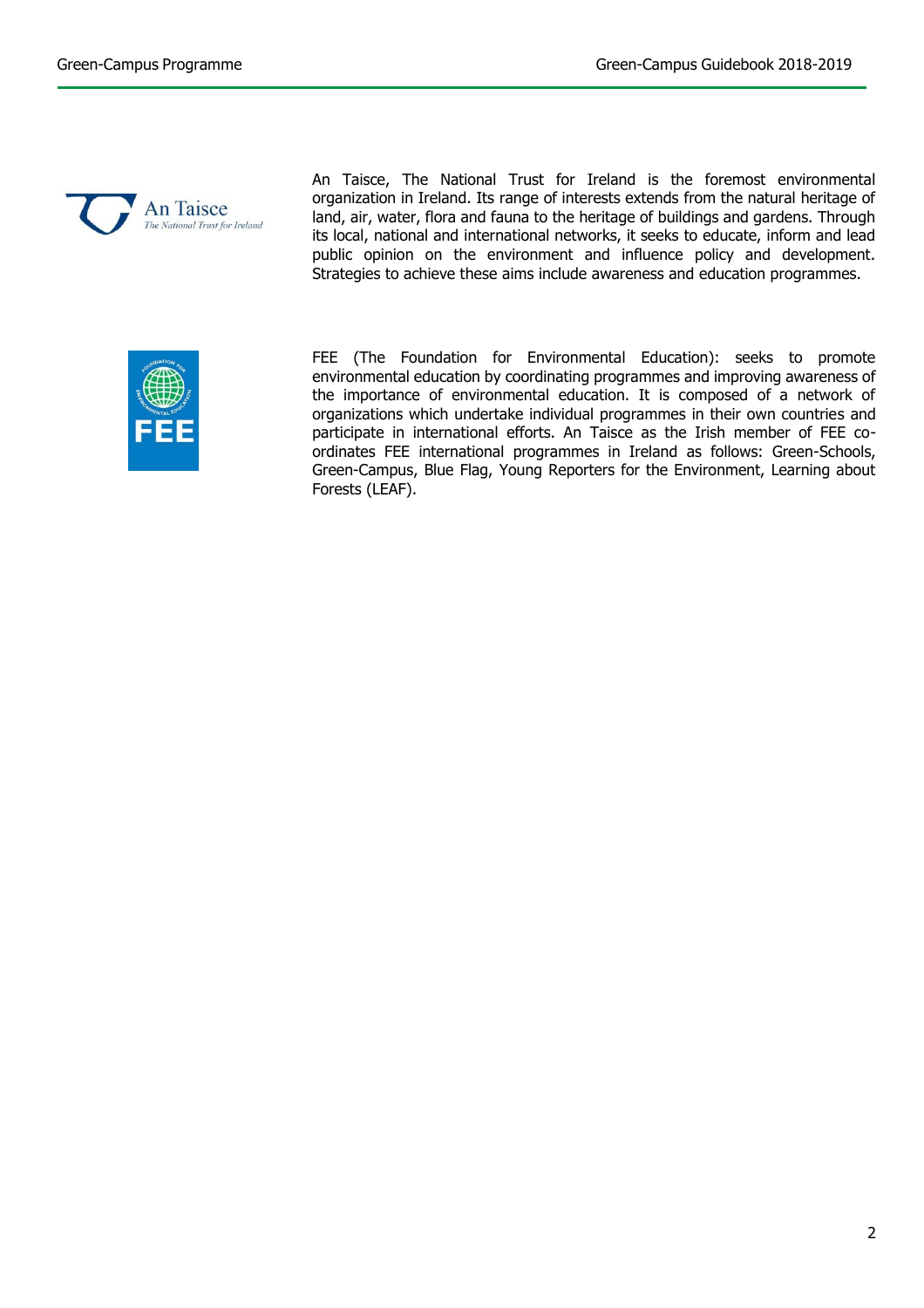An Taisce, The National Trust for Ireland is the foremost environmental organization in Ireland. Its range of interests extends from the natural heritage of land, air, water, flora and fauna to the heritage of buildings and gardens. Through its local, national and international networks, it seeks to educate, inform and lead public opinion on the environment and influence policy and development. Strategies to achieve these aims include awareness and education programmes.

FEE (The Foundation for Environmental Education): seeks to promote environmental education by coordinating programmes and improving awareness of the importance of environmental education. It is composed of a network of organizations which undertake individual programmes in their own countries and participate in international efforts. An Taisce as the Irish member of FEE co-ordinates FEE international programmes in Ireland as follows: Green-Schools, Green-Campus, Blue Flag, Young Reporters for the Environment, Learning about Forests (LEAF).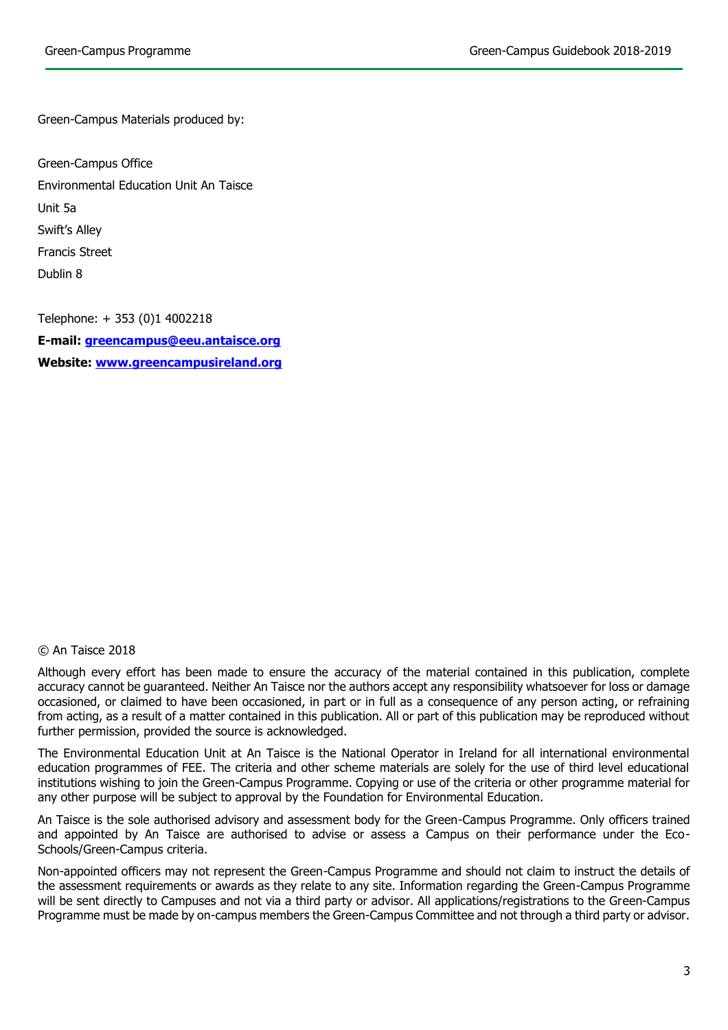Green-Campus Materials produced by:

Green-Campus Office
Environmental Education Unit An Taisce
Unit 5a
Swift's Alley
Francis Street
Dublin 8

Telephone: + 353 (0)1 4002218
**E-mail: greencampus@eeu.antaisce.org**
**Website: www.greencampusireland.org**

© An Taisce 2018

Although every effort has been made to ensure the accuracy of the material contained in this publication, complete accuracy cannot be guaranteed. Neither An Taisce nor the authors accept any responsibility whatsoever for loss or damage occasioned, or claimed to have been occasioned, in part or in full as a consequence of any person acting, or refraining from acting, as a result of a matter contained in this publication. All or part of this publication may be reproduced without further permission, provided the source is acknowledged.

The Environmental Education Unit at An Taisce is the National Operator in Ireland for all international environmental education programmes of FEE. The criteria and other scheme materials are solely for the use of third level educational institutions wishing to join the Green-Campus Programme. Copying or use of the criteria or other programme material for any other purpose will be subject to approval by the Foundation for Environmental Education.

An Taisce is the sole authorised advisory and assessment body for the Green-Campus Programme. Only officers trained and appointed by An Taisce are authorised to advise or assess a Campus on their performance under the Eco-Schools/Green-Campus criteria.

Non-appointed officers may not represent the Green-Campus Programme and should not claim to instruct the details of the assessment requirements or awards as they relate to any site. Information regarding the Green-Campus Programme will be sent directly to Campuses and not via a third party or advisor. All applications/registrations to the Green-Campus Programme must be made by on-campus members the Green-Campus Committee and not through a third party or advisor.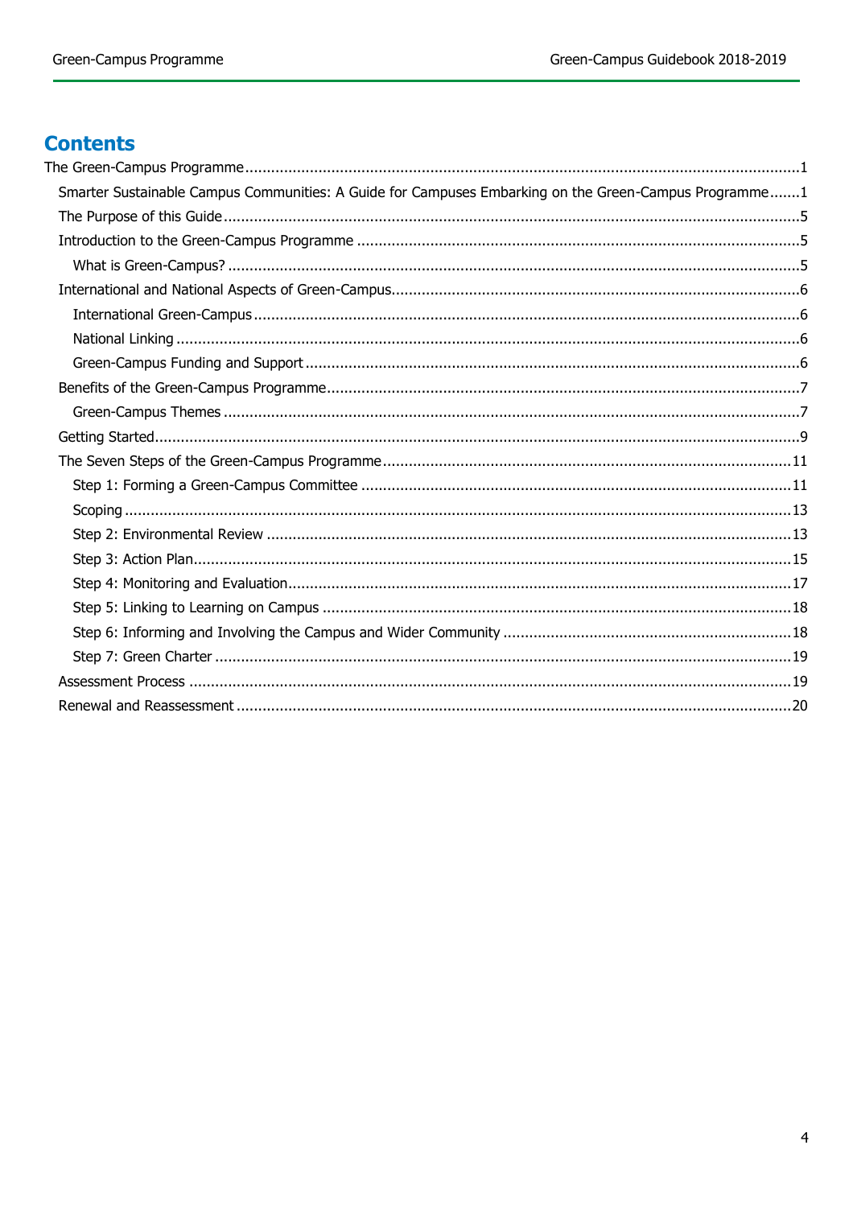## Contents

The Green-Campus Programme ....................................................................................................................1

- Smarter Sustainable Campus Communities: A Guide for Campuses Embarking on the Green-Campus Programme .......1
- The Purpose of this Guide ....................................................................................................................5
- Introduction to the Green-Campus Programme ......................................................................................5
  - What is Green-Campus? ....................................................................................................................5
- International and National Aspects of Green-Campus..............................................................................6
  - International Green-Campus .............................................................................................................6
  - National Linking ...............................................................................................................................6
  - Green-Campus Funding and Support .................................................................................................6
- Benefits of the Green-Campus Programme.............................................................................................7
  - Green-Campus Themes .....................................................................................................................7
- Getting Started....................................................................................................................................9
- The Seven Steps of the Green-Campus Programme..............................................................................11
  - Step 1: Forming a Green-Campus Committee ...................................................................................11
  - Scoping ..........................................................................................................................................13
  - Step 2: Environmental Review .........................................................................................................13
  - Step 3: Action Plan..........................................................................................................................15
  - Step 4: Monitoring and Evaluation....................................................................................................17
  - Step 5: Linking to Learning on Campus ............................................................................................18
  - Step 6: Informing and Involving the Campus and Wider Community ..................................................18
  - Step 7: Green Charter .....................................................................................................................19
- Assessment Process ...........................................................................................................................19
- Renewal and Reassessment ................................................................................................................20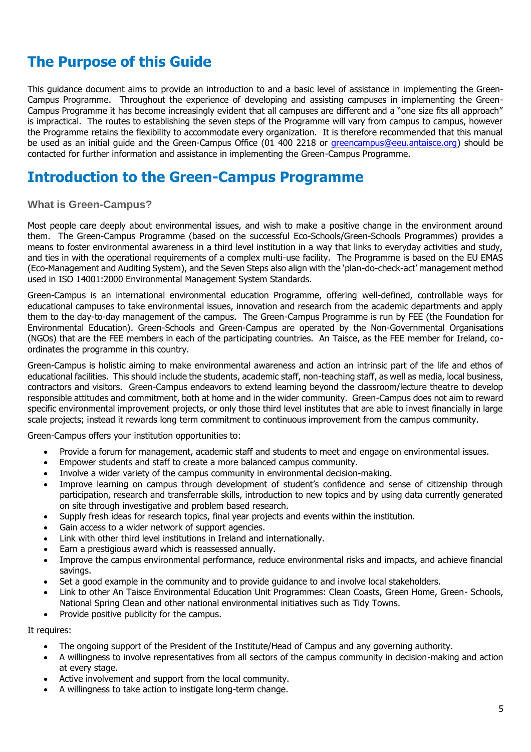# The Purpose of this Guide

This guidance document aims to provide an introduction to and a basic level of assistance in implementing the Green-Campus Programme. Throughout the experience of developing and assisting campuses in implementing the Green-Campus Programme it has become increasingly evident that all campuses are different and a "one size fits all approach" is impractical. The routes to establishing the seven steps of the Programme will vary from campus to campus, however the Programme retains the flexibility to accommodate every organization. It is therefore recommended that this manual be used as an initial guide and the Green-Campus Office (01 400 2218 or greencampus@eeu.antaisce.org) should be contacted for further information and assistance in implementing the Green-Campus Programme.

# Introduction to the Green-Campus Programme

### What is Green-Campus?

Most people care deeply about environmental issues, and wish to make a positive change in the environment around them. The Green-Campus Programme (based on the successful Eco-Schools/Green-Schools Programmes) provides a means to foster environmental awareness in a third level institution in a way that links to everyday activities and study, and ties in with the operational requirements of a complex multi-use facility. The Programme is based on the EU EMAS (Eco-Management and Auditing System), and the Seven Steps also align with the 'plan-do-check-act' management method used in ISO 14001:2000 Environmental Management System Standards.

Green-Campus is an international environmental education Programme, offering well-defined, controllable ways for educational campuses to take environmental issues, innovation and research from the academic departments and apply them to the day-to-day management of the campus. The Green-Campus Programme is run by FEE (the Foundation for Environmental Education). Green-Schools and Green-Campus are operated by the Non-Governmental Organisations (NGOs) that are the FEE members in each of the participating countries. An Taisce, as the FEE member for Ireland, co-ordinates the programme in this country.

Green-Campus is holistic aiming to make environmental awareness and action an intrinsic part of the life and ethos of educational facilities. This should include the students, academic staff, non-teaching staff, as well as media, local business, contractors and visitors. Green-Campus endeavors to extend learning beyond the classroom/lecture theatre to develop responsible attitudes and commitment, both at home and in the wider community. Green-Campus does not aim to reward specific environmental improvement projects, or only those third level institutes that are able to invest financially in large scale projects; instead it rewards long term commitment to continuous improvement from the campus community.

Green-Campus offers your institution opportunities to:

- Provide a forum for management, academic staff and students to meet and engage on environmental issues.
- Empower students and staff to create a more balanced campus community.
- Involve a wider variety of the campus community in environmental decision-making.
- Improve learning on campus through development of student's confidence and sense of citizenship through participation, research and transferrable skills, introduction to new topics and by using data currently generated on site through investigative and problem based research.
- Supply fresh ideas for research topics, final year projects and events within the institution.
- Gain access to a wider network of support agencies.
- Link with other third level institutions in Ireland and internationally.
- Earn a prestigious award which is reassessed annually.
- Improve the campus environmental performance, reduce environmental risks and impacts, and achieve financial savings.
- Set a good example in the community and to provide guidance to and involve local stakeholders.
- Link to other An Taisce Environmental Education Unit Programmes: Clean Coasts, Green Home, Green- Schools, National Spring Clean and other national environmental initiatives such as Tidy Towns.
- Provide positive publicity for the campus.

It requires:

- The ongoing support of the President of the Institute/Head of Campus and any governing authority.
- A willingness to involve representatives from all sectors of the campus community in decision-making and action at every stage.
- Active involvement and support from the local community.
- A willingness to take action to instigate long-term change.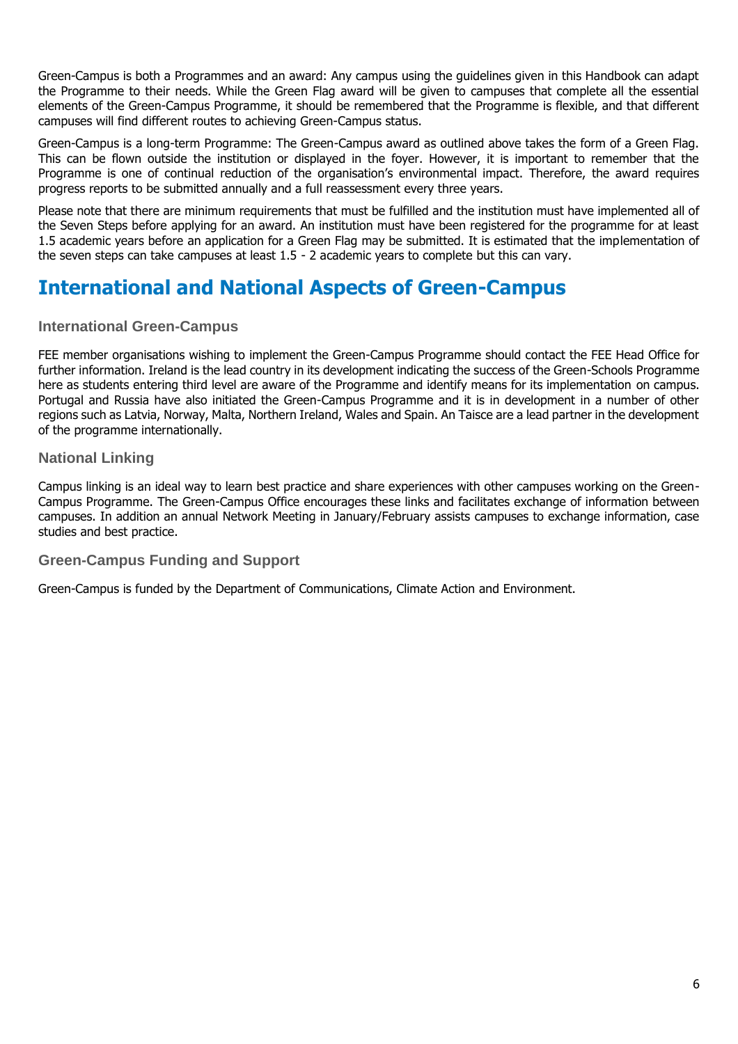Green-Campus is both a Programmes and an award: Any campus using the guidelines given in this Handbook can adapt the Programme to their needs. While the Green Flag award will be given to campuses that complete all the essential elements of the Green-Campus Programme, it should be remembered that the Programme is flexible, and that different campuses will find different routes to achieving Green-Campus status.

Green-Campus is a long-term Programme: The Green-Campus award as outlined above takes the form of a Green Flag. This can be flown outside the institution or displayed in the foyer. However, it is important to remember that the Programme is one of continual reduction of the organisation's environmental impact. Therefore, the award requires progress reports to be submitted annually and a full reassessment every three years.

Please note that there are minimum requirements that must be fulfilled and the institution must have implemented all of the Seven Steps before applying for an award. An institution must have been registered for the programme for at least 1.5 academic years before an application for a Green Flag may be submitted. It is estimated that the implementation of the seven steps can take campuses at least 1.5 - 2 academic years to complete but this can vary.

# International and National Aspects of Green-Campus

### International Green-Campus

FEE member organisations wishing to implement the Green-Campus Programme should contact the FEE Head Office for further information. Ireland is the lead country in its development indicating the success of the Green-Schools Programme here as students entering third level are aware of the Programme and identify means for its implementation on campus. Portugal and Russia have also initiated the Green-Campus Programme and it is in development in a number of other regions such as Latvia, Norway, Malta, Northern Ireland, Wales and Spain. An Taisce are a lead partner in the development of the programme internationally.

### National Linking

Campus linking is an ideal way to learn best practice and share experiences with other campuses working on the Green-Campus Programme. The Green-Campus Office encourages these links and facilitates exchange of information between campuses. In addition an annual Network Meeting in January/February assists campuses to exchange information, case studies and best practice.

### Green-Campus Funding and Support

Green-Campus is funded by the Department of Communications, Climate Action and Environment.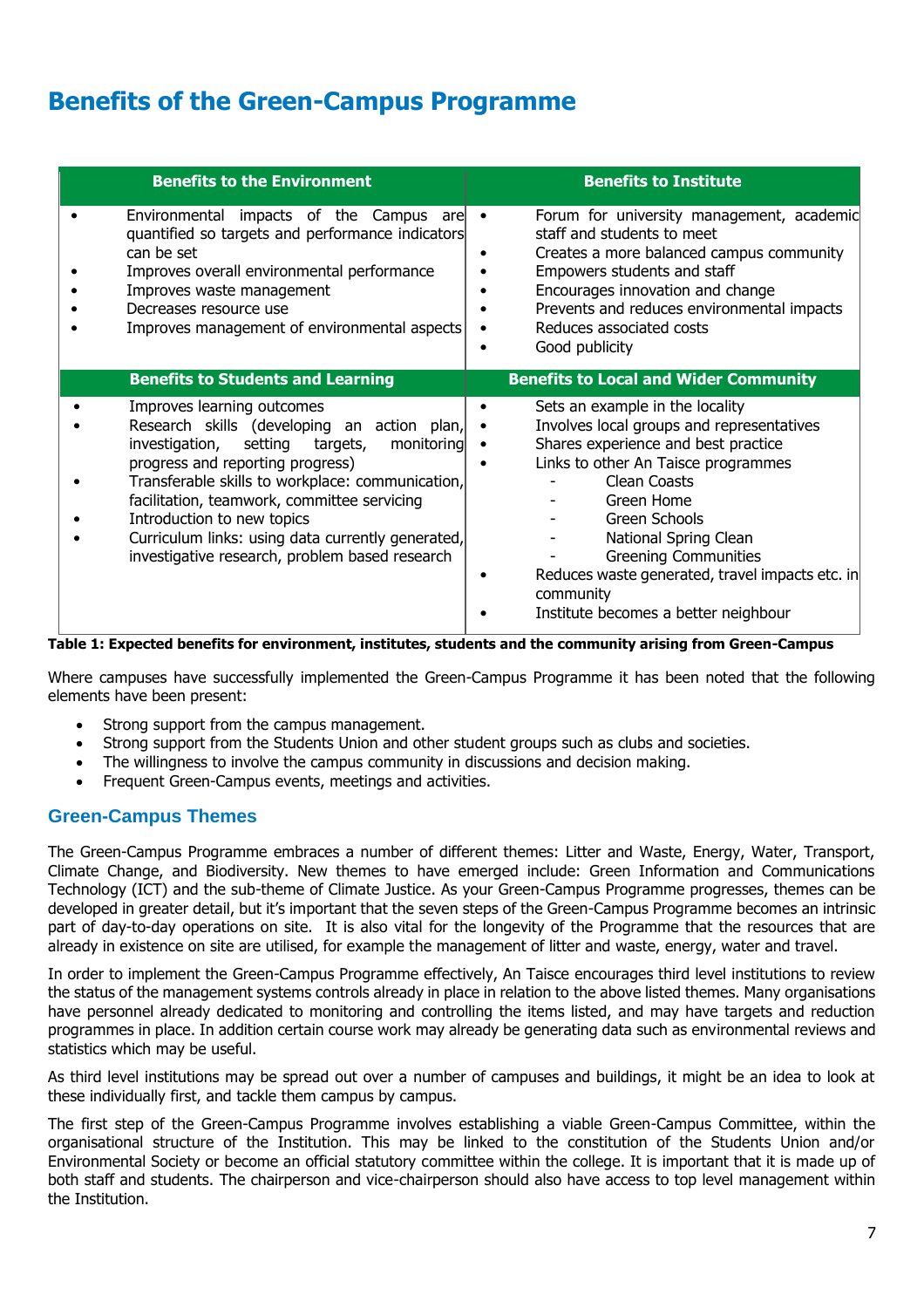# Benefits of the Green-Campus Programme

| Benefits to the Environment | Benefits to Institute |
|---|---|
| • Environmental impacts of the Campus are quantified so targets and performance indicators can be set<br>• Improves overall environmental performance<br>• Improves waste management<br>• Decreases resource use<br>• Improves management of environmental aspects | • Forum for university management, academic staff and students to meet<br>• Creates a more balanced campus community<br>• Empowers students and staff<br>• Encourages innovation and change<br>• Prevents and reduces environmental impacts<br>• Reduces associated costs<br>• Good publicity |
| **Benefits to Students and Learning** | **Benefits to Local and Wider Community** |
| • Improves learning outcomes<br>• Research skills (developing an action plan, investigation, setting targets, monitoring progress and reporting progress)<br>• Transferable skills to workplace: communication, facilitation, teamwork, committee servicing<br>• Introduction to new topics<br>• Curriculum links: using data currently generated, investigative research, problem based research | • Sets an example in the locality<br>• Involves local groups and representatives<br>• Shares experience and best practice<br>• Links to other An Taisce programmes<br>- Clean Coasts<br>- Green Home<br>- Green Schools<br>- National Spring Clean<br>- Greening Communities<br>• Reduces waste generated, travel impacts etc. in community<br>• Institute becomes a better neighbour |

**Table 1: Expected benefits for environment, institutes, students and the community arising from Green-Campus**

Where campuses have successfully implemented the Green-Campus Programme it has been noted that the following elements have been present:

- Strong support from the campus management.
- Strong support from the Students Union and other student groups such as clubs and societies.
- The willingness to involve the campus community in discussions and decision making.
- Frequent Green-Campus events, meetings and activities.

## Green-Campus Themes

The Green-Campus Programme embraces a number of different themes: Litter and Waste, Energy, Water, Transport, Climate Change, and Biodiversity. New themes to have emerged include: Green Information and Communications Technology (ICT) and the sub-theme of Climate Justice. As your Green-Campus Programme progresses, themes can be developed in greater detail, but it's important that the seven steps of the Green-Campus Programme becomes an intrinsic part of day-to-day operations on site. It is also vital for the longevity of the Programme that the resources that are already in existence on site are utilised, for example the management of litter and waste, energy, water and travel.

In order to implement the Green-Campus Programme effectively, An Taisce encourages third level institutions to review the status of the management systems controls already in place in relation to the above listed themes. Many organisations have personnel already dedicated to monitoring and controlling the items listed, and may have targets and reduction programmes in place. In addition certain course work may already be generating data such as environmental reviews and statistics which may be useful.

As third level institutions may be spread out over a number of campuses and buildings, it might be an idea to look at these individually first, and tackle them campus by campus.

The first step of the Green-Campus Programme involves establishing a viable Green-Campus Committee, within the organisational structure of the Institution. This may be linked to the constitution of the Students Union and/or Environmental Society or become an official statutory committee within the college. It is important that it is made up of both staff and students. The chairperson and vice-chairperson should also have access to top level management within the Institution.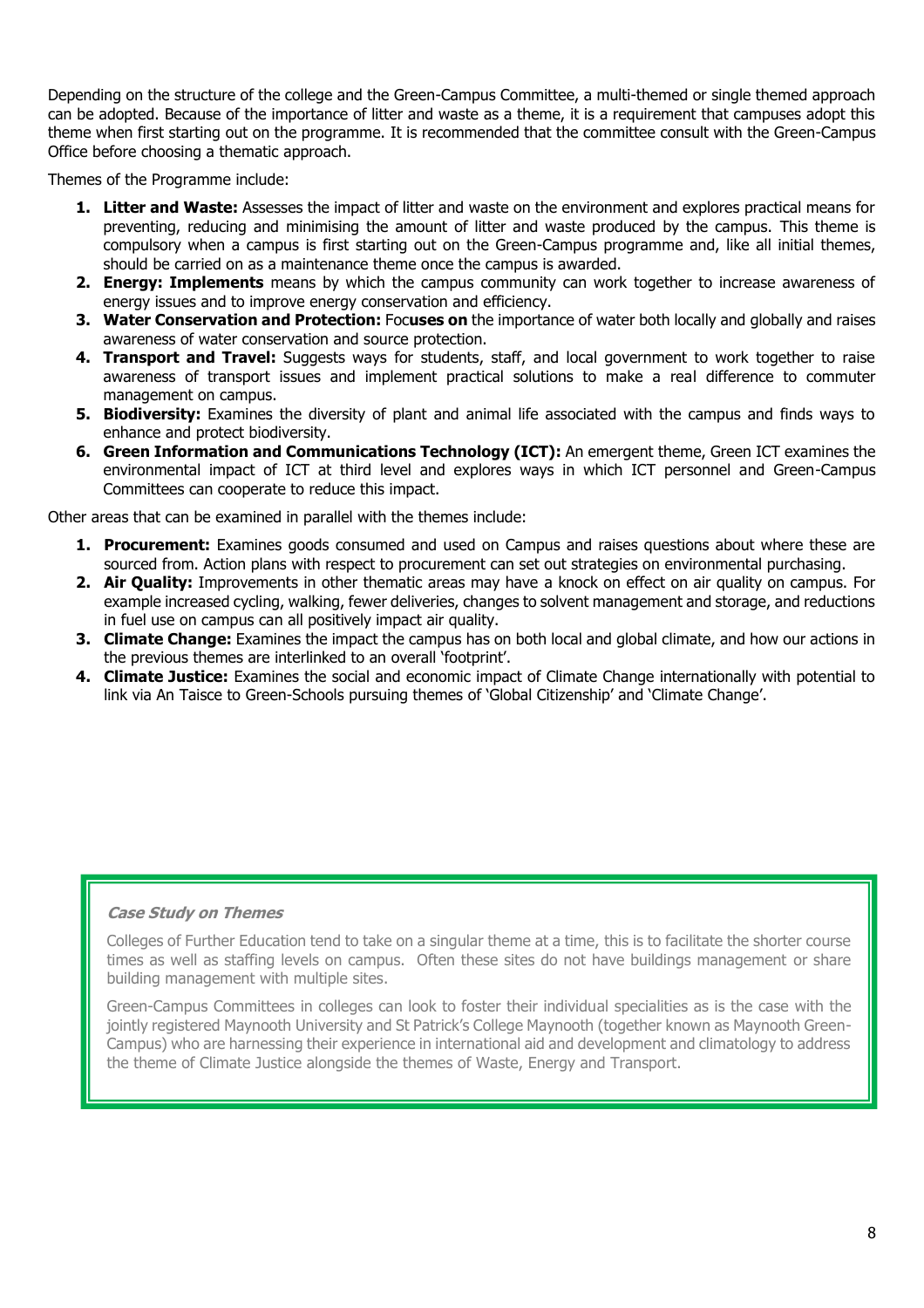Depending on the structure of the college and the Green-Campus Committee, a multi-themed or single themed approach can be adopted. Because of the importance of litter and waste as a theme, it is a requirement that campuses adopt this theme when first starting out on the programme. It is recommended that the committee consult with the Green-Campus Office before choosing a thematic approach.

Themes of the Programme include:

1. **Litter and Waste:** Assesses the impact of litter and waste on the environment and explores practical means for preventing, reducing and minimising the amount of litter and waste produced by the campus. This theme is compulsory when a campus is first starting out on the Green-Campus programme and, like all initial themes, should be carried on as a maintenance theme once the campus is awarded.
2. **Energy: Implements** means by which the campus community can work together to increase awareness of energy issues and to improve energy conservation and efficiency.
3. **Water Conservation and Protection:** Foc**uses on** the importance of water both locally and globally and raises awareness of water conservation and source protection.
4. **Transport and Travel:** Suggests ways for students, staff, and local government to work together to raise awareness of transport issues and implement practical solutions to make a real difference to commuter management on campus.
5. **Biodiversity:** Examines the diversity of plant and animal life associated with the campus and finds ways to enhance and protect biodiversity.
6. **Green Information and Communications Technology (ICT):** An emergent theme, Green ICT examines the environmental impact of ICT at third level and explores ways in which ICT personnel and Green-Campus Committees can cooperate to reduce this impact.

Other areas that can be examined in parallel with the themes include:

1. **Procurement:** Examines goods consumed and used on Campus and raises questions about where these are sourced from. Action plans with respect to procurement can set out strategies on environmental purchasing.
2. **Air Quality:** Improvements in other thematic areas may have a knock on effect on air quality on campus. For example increased cycling, walking, fewer deliveries, changes to solvent management and storage, and reductions in fuel use on campus can all positively impact air quality.
3. **Climate Change:** Examines the impact the campus has on both local and global climate, and how our actions in the previous themes are interlinked to an overall 'footprint'.
4. **Climate Justice:** Examines the social and economic impact of Climate Change internationally with potential to link via An Taisce to Green-Schools pursuing themes of 'Global Citizenship' and 'Climate Change'.

***Case Study on Themes***

Colleges of Further Education tend to take on a singular theme at a time, this is to facilitate the shorter course times as well as staffing levels on campus. Often these sites do not have buildings management or share building management with multiple sites.

Green-Campus Committees in colleges can look to foster their individual specialities as is the case with the jointly registered Maynooth University and St Patrick's College Maynooth (together known as Maynooth Green-Campus) who are harnessing their experience in international aid and development and climatology to address the theme of Climate Justice alongside the themes of Waste, Energy and Transport.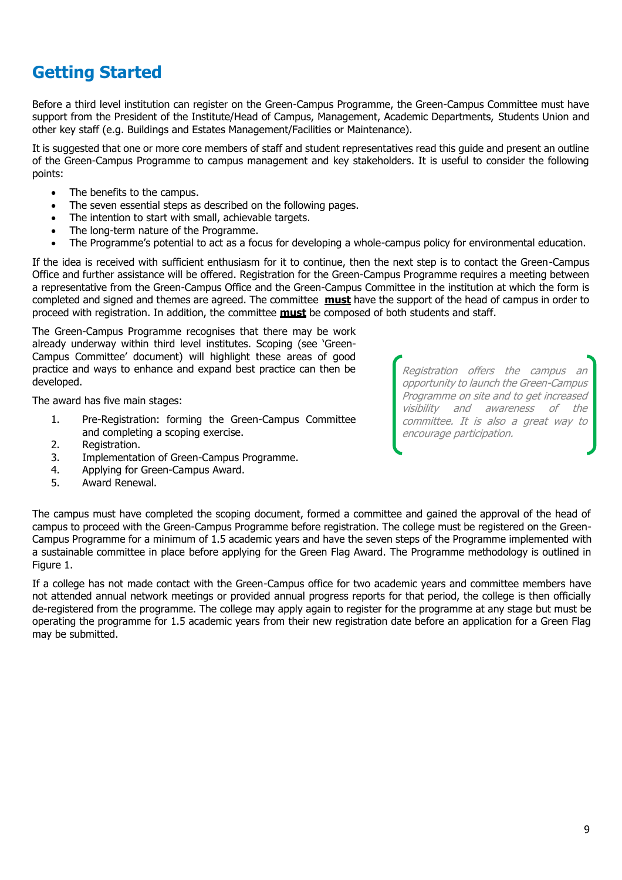## Getting Started

Before a third level institution can register on the Green-Campus Programme, the Green-Campus Committee must have support from the President of the Institute/Head of Campus, Management, Academic Departments, Students Union and other key staff (e.g. Buildings and Estates Management/Facilities or Maintenance).

It is suggested that one or more core members of staff and student representatives read this guide and present an outline of the Green-Campus Programme to campus management and key stakeholders. It is useful to consider the following points:

- The benefits to the campus.
- The seven essential steps as described on the following pages.
- The intention to start with small, achievable targets.
- The long-term nature of the Programme.
- The Programme's potential to act as a focus for developing a whole-campus policy for environmental education.

If the idea is received with sufficient enthusiasm for it to continue, then the next step is to contact the Green-Campus Office and further assistance will be offered. Registration for the Green-Campus Programme requires a meeting between a representative from the Green-Campus Office and the Green-Campus Committee in the institution at which the form is completed and signed and themes are agreed. The committee **must** have the support of the head of campus in order to proceed with registration. In addition, the committee **must** be composed of both students and staff.

The Green-Campus Programme recognises that there may be work already underway within third level institutes. Scoping (see 'Green-Campus Committee' document) will highlight these areas of good practice and ways to enhance and expand best practice can then be developed.

*Registration offers the campus an opportunity to launch the Green-Campus Programme on site and to get increased visibility and awareness of the committee. It is also a great way to encourage participation.*

The award has five main stages:

1. Pre-Registration: forming the Green-Campus Committee and completing a scoping exercise.
2. Registration.
3. Implementation of Green-Campus Programme.
4. Applying for Green-Campus Award.
5. Award Renewal.

The campus must have completed the scoping document, formed a committee and gained the approval of the head of campus to proceed with the Green-Campus Programme before registration. The college must be registered on the Green-Campus Programme for a minimum of 1.5 academic years and have the seven steps of the Programme implemented with a sustainable committee in place before applying for the Green Flag Award. The Programme methodology is outlined in Figure 1.

If a college has not made contact with the Green-Campus office for two academic years and committee members have not attended annual network meetings or provided annual progress reports for that period, the college is then officially de-registered from the programme. The college may apply again to register for the programme at any stage but must be operating the programme for 1.5 academic years from their new registration date before an application for a Green Flag may be submitted.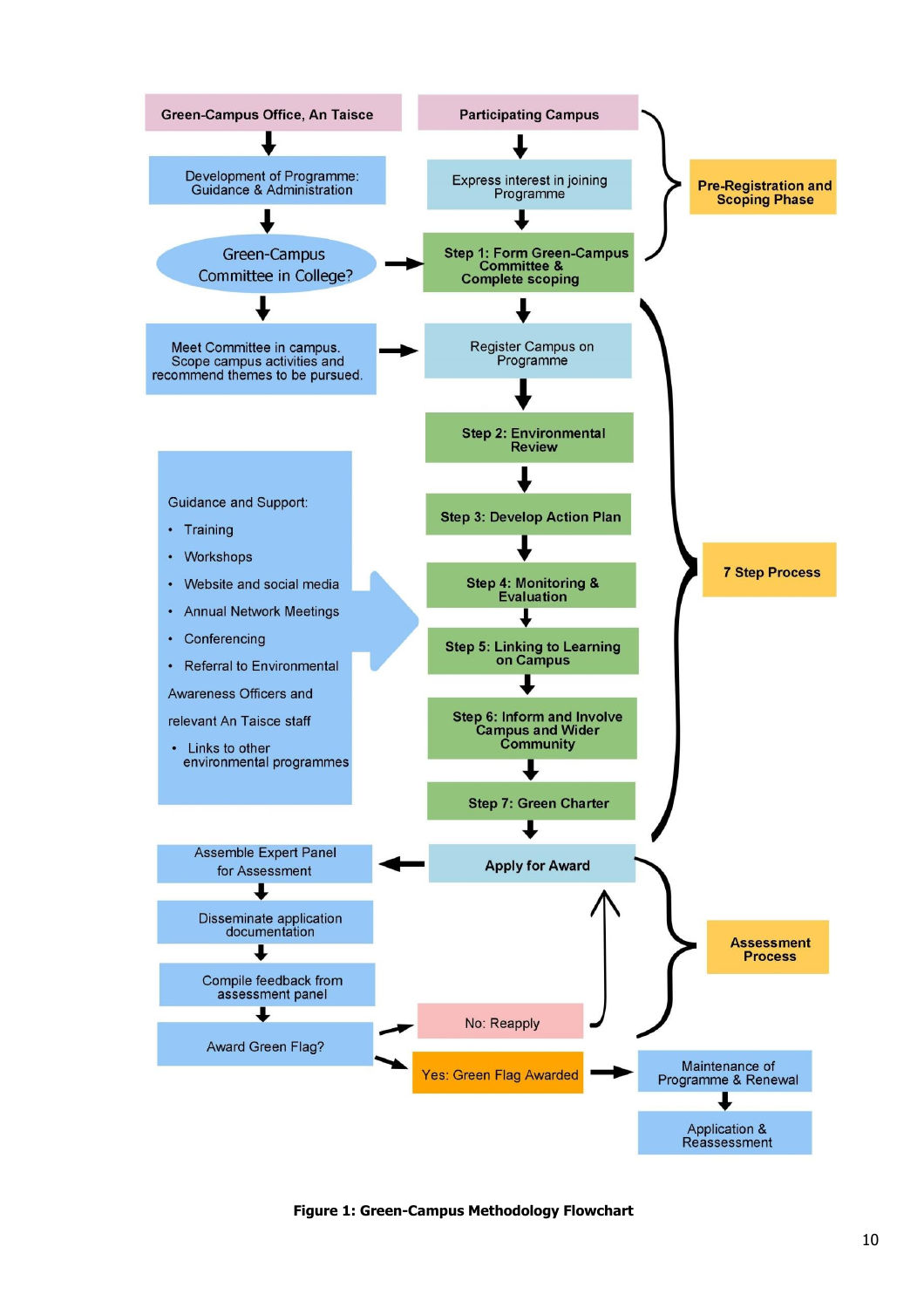**Green-Campus Office, An Taisce**

- Development of Programme: Guidance & Administration
- Green-Campus Committee in College?
- Meet Committee in campus. Scope campus activities and recommend themes to be pursued.

Guidance and Support:

- Training
- Workshops
- Website and social media
- Annual Network Meetings
- Conferencing
- Referral to Environmental Awareness Officers and relevant An Taisce staff
- Links to other environmental programmes

**Participating Campus**

**Pre-Registration and Scoping Phase**

- Express interest in joining Programme
- **Step 1: Form Green-Campus Committee & Complete scoping**

**7 Step Process**

- Register Campus on Programme
- **Step 2: Environmental Review**
- **Step 3: Develop Action Plan**
- **Step 4: Monitoring & Evaluation**
- **Step 5: Linking to Learning on Campus**
- **Step 6: Inform and Involve Campus and Wider Community**
- **Step 7: Green Charter**

**Assessment Process**

- **Apply for Award**
- Assemble Expert Panel for Assessment
- Disseminate application documentation
- Compile feedback from assessment panel
- Award Green Flag?
  - No: Reapply (→ Apply for Award)
  - Yes: Green Flag Awarded
    - Maintenance of Programme & Renewal
    - Application & Reassessment

**Figure 1: Green-Campus Methodology Flowchart**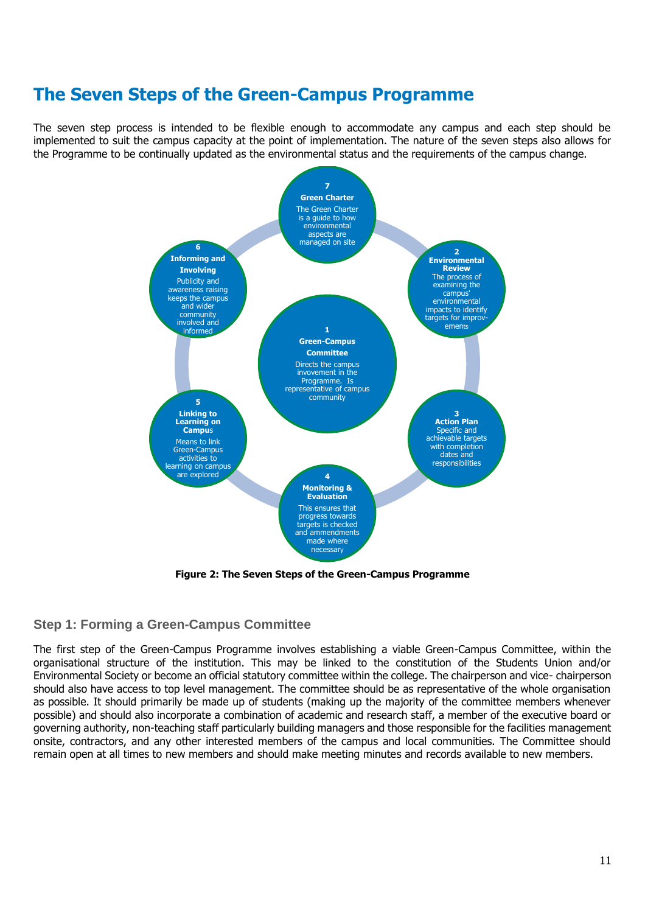# The Seven Steps of the Green-Campus Programme

The seven step process is intended to be flexible enough to accommodate any campus and each step should be implemented to suit the campus capacity at the point of implementation. The nature of the seven steps also allows for the Programme to be continually updated as the environmental status and the requirements of the campus change.

**1 Green-Campus Committee**
Directs the campus invovement in the Programme. Is representative of campus community

**2 Environmental Review**
The process of examining the campus' environmental impacts to identify targets for improv-ements

**3 Action Plan**
Specific and achievable targets with completion dates and responsibilities

**4 Monitoring & Evaluation**
This ensures that progress towards targets is checked and ammendments made where necessary

**5 Linking to Learning on Campus**
Means to link Green-Campus activities to learning on campus are explored

**6 Informing and Involving**
Publicity and awareness raising keeps the campus and wider community involved and informed

**7 Green Charter**
The Green Charter is a guide to how environmental aspects are managed on site

**Figure 2: The Seven Steps of the Green-Campus Programme**

## Step 1: Forming a Green-Campus Committee

The first step of the Green-Campus Programme involves establishing a viable Green-Campus Committee, within the organisational structure of the institution. This may be linked to the constitution of the Students Union and/or Environmental Society or become an official statutory committee within the college. The chairperson and vice- chairperson should also have access to top level management. The committee should be as representative of the whole organisation as possible. It should primarily be made up of students (making up the majority of the committee members whenever possible) and should also incorporate a combination of academic and research staff, a member of the executive board or governing authority, non-teaching staff particularly building managers and those responsible for the facilities management onsite, contractors, and any other interested members of the campus and local communities. The Committee should remain open at all times to new members and should make meeting minutes and records available to new members.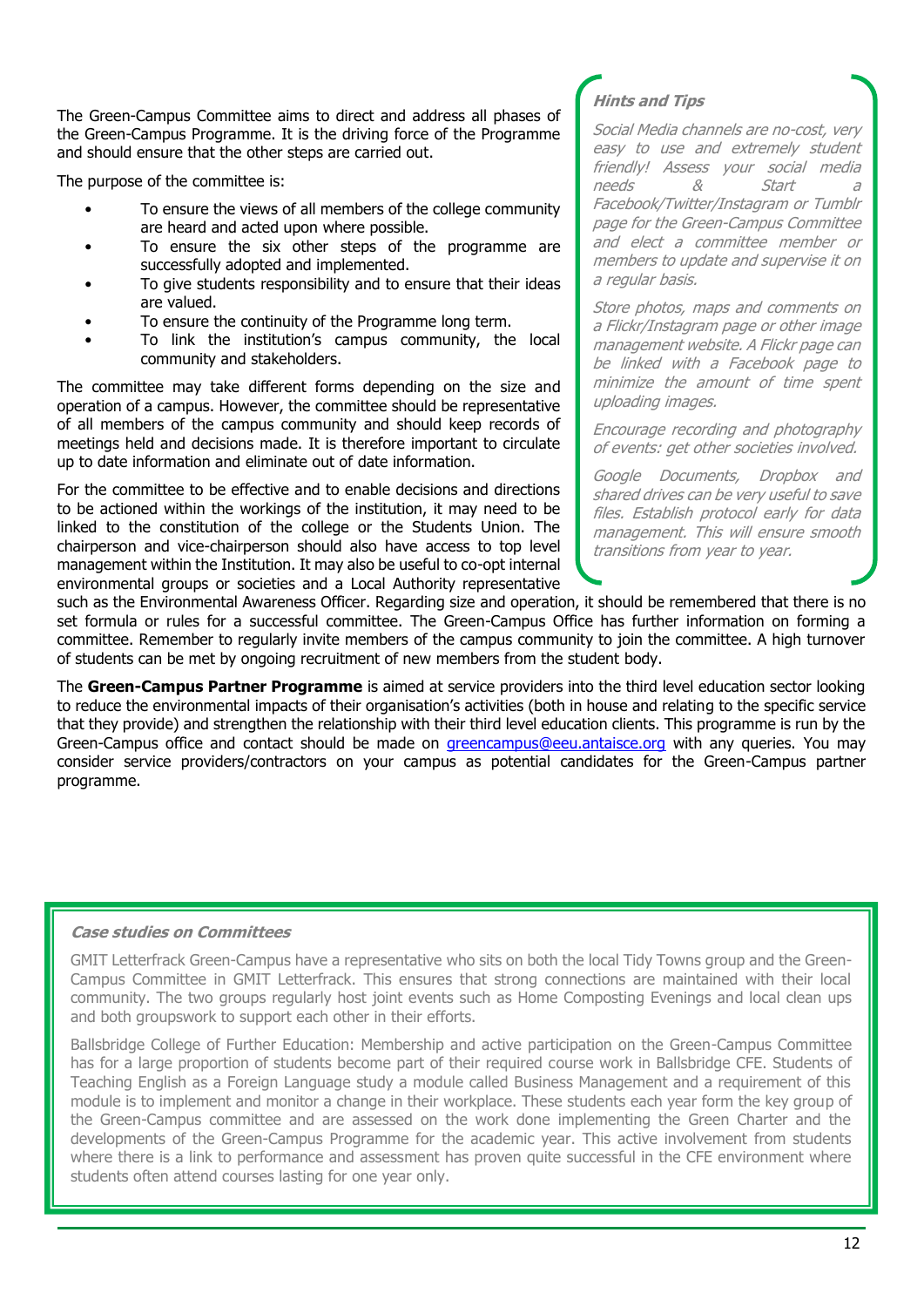The Green-Campus Committee aims to direct and address all phases of the Green-Campus Programme. It is the driving force of the Programme and should ensure that the other steps are carried out.

The purpose of the committee is:

- To ensure the views of all members of the college community are heard and acted upon where possible.
- To ensure the six other steps of the programme are successfully adopted and implemented.
- To give students responsibility and to ensure that their ideas are valued.
- To ensure the continuity of the Programme long term.
- To link the institution's campus community, the local community and stakeholders.

The committee may take different forms depending on the size and operation of a campus. However, the committee should be representative of all members of the campus community and should keep records of meetings held and decisions made. It is therefore important to circulate up to date information and eliminate out of date information.

For the committee to be effective and to enable decisions and directions to be actioned within the workings of the institution, it may need to be linked to the constitution of the college or the Students Union. The chairperson and vice-chairperson should also have access to top level management within the Institution. It may also be useful to co-opt internal environmental groups or societies and a Local Authority representative such as the Environmental Awareness Officer. Regarding size and operation, it should be remembered that there is no set formula or rules for a successful committee. The Green-Campus Office has further information on forming a committee. Remember to regularly invite members of the campus community to join the committee. A high turnover of students can be met by ongoing recruitment of new members from the student body.

> ***Hints and Tips***
>
> *Social Media channels are no-cost, very easy to use and extremely student friendly! Assess your social media needs & Start a Facebook/Twitter/Instagram or Tumblr page for the Green-Campus Committee and elect a committee member or members to update and supervise it on a regular basis.*
>
> *Store photos, maps and comments on a Flickr/Instagram page or other image management website. A Flickr page can be linked with a Facebook page to minimize the amount of time spent uploading images.*
>
> *Encourage recording and photography of events: get other societies involved.*
>
> *Google Documents, Dropbox and shared drives can be very useful to save files. Establish protocol early for data management. This will ensure smooth transitions from year to year.*

The **Green-Campus Partner Programme** is aimed at service providers into the third level education sector looking to reduce the environmental impacts of their organisation's activities (both in house and relating to the specific service that they provide) and strengthen the relationship with their third level education clients. This programme is run by the Green-Campus office and contact should be made on greencampus@eeu.antaisce.org with any queries. You may consider service providers/contractors on your campus as potential candidates for the Green-Campus partner programme.

> ***Case studies on Committees***
>
> GMIT Letterfrack Green-Campus have a representative who sits on both the local Tidy Towns group and the Green-Campus Committee in GMIT Letterfrack. This ensures that strong connections are maintained with their local community. The two groups regularly host joint events such as Home Composting Evenings and local clean ups and both groupswork to support each other in their efforts.
>
> Ballsbridge College of Further Education: Membership and active participation on the Green-Campus Committee has for a large proportion of students become part of their required course work in Ballsbridge CFE. Students of Teaching English as a Foreign Language study a module called Business Management and a requirement of this module is to implement and monitor a change in their workplace. These students each year form the key group of the Green-Campus committee and are assessed on the work done implementing the Green Charter and the developments of the Green-Campus Programme for the academic year. This active involvement from students where there is a link to performance and assessment has proven quite successful in the CFE environment where students often attend courses lasting for one year only.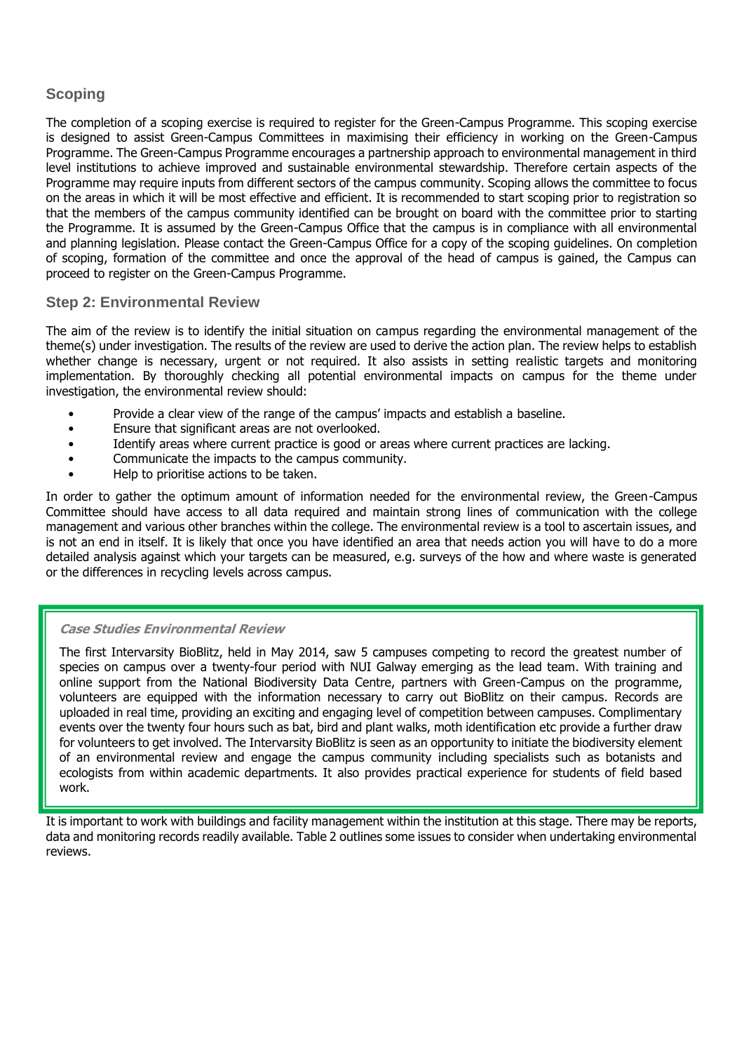## Scoping

The completion of a scoping exercise is required to register for the Green-Campus Programme. This scoping exercise is designed to assist Green-Campus Committees in maximising their efficiency in working on the Green-Campus Programme. The Green-Campus Programme encourages a partnership approach to environmental management in third level institutions to achieve improved and sustainable environmental stewardship. Therefore certain aspects of the Programme may require inputs from different sectors of the campus community. Scoping allows the committee to focus on the areas in which it will be most effective and efficient. It is recommended to start scoping prior to registration so that the members of the campus community identified can be brought on board with the committee prior to starting the Programme. It is assumed by the Green-Campus Office that the campus is in compliance with all environmental and planning legislation. Please contact the Green-Campus Office for a copy of the scoping guidelines. On completion of scoping, formation of the committee and once the approval of the head of campus is gained, the Campus can proceed to register on the Green-Campus Programme.

## Step 2: Environmental Review

The aim of the review is to identify the initial situation on campus regarding the environmental management of the theme(s) under investigation. The results of the review are used to derive the action plan. The review helps to establish whether change is necessary, urgent or not required. It also assists in setting realistic targets and monitoring implementation. By thoroughly checking all potential environmental impacts on campus for the theme under investigation, the environmental review should:

- Provide a clear view of the range of the campus' impacts and establish a baseline.
- Ensure that significant areas are not overlooked.
- Identify areas where current practice is good or areas where current practices are lacking.
- Communicate the impacts to the campus community.
- Help to prioritise actions to be taken.

In order to gather the optimum amount of information needed for the environmental review, the Green-Campus Committee should have access to all data required and maintain strong lines of communication with the college management and various other branches within the college. The environmental review is a tool to ascertain issues, and is not an end in itself. It is likely that once you have identified an area that needs action you will have to do a more detailed analysis against which your targets can be measured, e.g. surveys of the how and where waste is generated or the differences in recycling levels across campus.

***Case Studies Environmental Review***

The first Intervarsity BioBlitz, held in May 2014, saw 5 campuses competing to record the greatest number of species on campus over a twenty-four period with NUI Galway emerging as the lead team. With training and online support from the National Biodiversity Data Centre, partners with Green-Campus on the programme, volunteers are equipped with the information necessary to carry out BioBlitz on their campus. Records are uploaded in real time, providing an exciting and engaging level of competition between campuses. Complimentary events over the twenty four hours such as bat, bird and plant walks, moth identification etc provide a further draw for volunteers to get involved. The Intervarsity BioBlitz is seen as an opportunity to initiate the biodiversity element of an environmental review and engage the campus community including specialists such as botanists and ecologists from within academic departments. It also provides practical experience for students of field based work.

It is important to work with buildings and facility management within the institution at this stage. There may be reports, data and monitoring records readily available. Table 2 outlines some issues to consider when undertaking environmental reviews.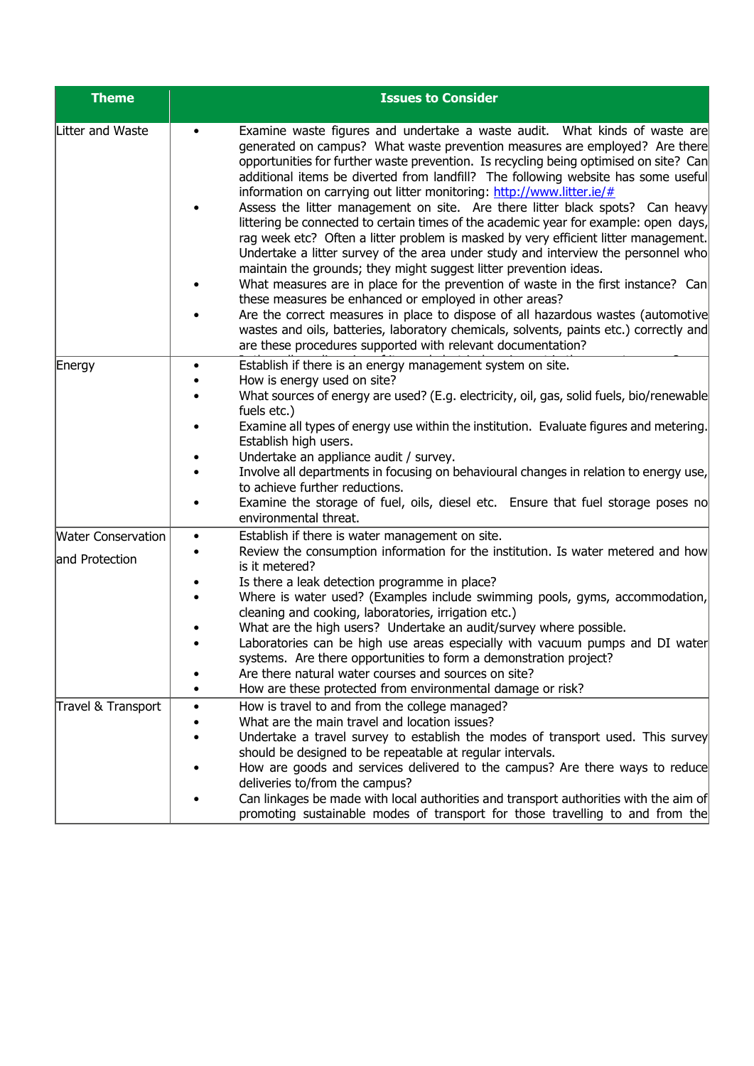| Theme | Issues to Consider |
|---|---|
| Litter and Waste | • Examine waste figures and undertake a waste audit. What kinds of waste are generated on campus? What waste prevention measures are employed? Are there opportunities for further waste prevention. Is recycling being optimised on site? Can additional items be diverted from landfill? The following website has some useful information on carrying out litter monitoring: [http://www.litter.ie/#](http://www.litter.ie/#)<br>• Assess the litter management on site. Are there litter black spots? Can heavy littering be connected to certain times of the academic year for example: open days, rag week etc? Often a litter problem is masked by very efficient litter management. Undertake a litter survey of the area under study and interview the personnel who maintain the grounds; they might suggest litter prevention ideas.<br>• What measures are in place for the prevention of waste in the first instance? Can these measures be enhanced or employed in other areas?<br>• Are the correct measures in place to dispose of all hazardous wastes (automotive wastes and oils, batteries, laboratory chemicals, solvents, paints etc.) correctly and are these procedures supported with relevant documentation? |
| Energy | • Establish if there is an energy management system on site.<br>• How is energy used on site?<br>• What sources of energy are used? (E.g. electricity, oil, gas, solid fuels, bio/renewable fuels etc.)<br>• Examine all types of energy use within the institution. Evaluate figures and metering. Establish high users.<br>• Undertake an appliance audit / survey.<br>• Involve all departments in focusing on behavioural changes in relation to energy use, to achieve further reductions.<br>• Examine the storage of fuel, oils, diesel etc. Ensure that fuel storage poses no environmental threat. |
| Water Conservation and Protection | • Establish if there is water management on site.<br>• Review the consumption information for the institution. Is water metered and how is it metered?<br>• Is there a leak detection programme in place?<br>• Where is water used? (Examples include swimming pools, gyms, accommodation, cleaning and cooking, laboratories, irrigation etc.)<br>• What are the high users? Undertake an audit/survey where possible.<br>• Laboratories can be high use areas especially with vacuum pumps and DI water systems. Are there opportunities to form a demonstration project?<br>• Are there natural water courses and sources on site?<br>• How are these protected from environmental damage or risk? |
| Travel & Transport | • How is travel to and from the college managed?<br>• What are the main travel and location issues?<br>• Undertake a travel survey to establish the modes of transport used. This survey should be designed to be repeatable at regular intervals.<br>• How are goods and services delivered to the campus? Are there ways to reduce deliveries to/from the campus?<br>• Can linkages be made with local authorities and transport authorities with the aim of promoting sustainable modes of transport for those travelling to and from the |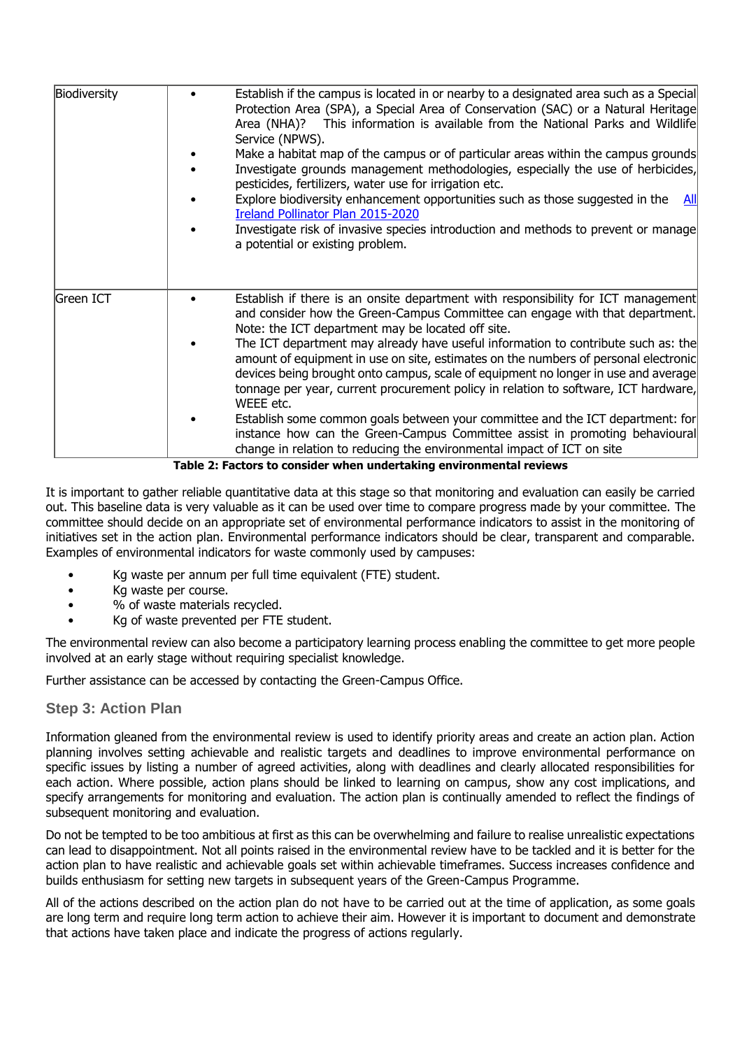| | |
|---|---|
| Biodiversity | • Establish if the campus is located in or nearby to a designated area such as a Special Protection Area (SPA), a Special Area of Conservation (SAC) or a Natural Heritage Area (NHA)? This information is available from the National Parks and Wildlife Service (NPWS).<br>• Make a habitat map of the campus or of particular areas within the campus grounds<br>• Investigate grounds management methodologies, especially the use of herbicides, pesticides, fertilizers, water use for irrigation etc.<br>• Explore biodiversity enhancement opportunities such as those suggested in the All Ireland Pollinator Plan 2015-2020<br>• Investigate risk of invasive species introduction and methods to prevent or manage a potential or existing problem. |
| Green ICT | • Establish if there is an onsite department with responsibility for ICT management and consider how the Green-Campus Committee can engage with that department. Note: the ICT department may be located off site.<br>• The ICT department may already have useful information to contribute such as: the amount of equipment in use on site, estimates on the numbers of personal electronic devices being brought onto campus, scale of equipment no longer in use and average tonnage per year, current procurement policy in relation to software, ICT hardware, WEEE etc.<br>• Establish some common goals between your committee and the ICT department: for instance how can the Green-Campus Committee assist in promoting behavioural change in relation to reducing the environmental impact of ICT on site |

**Table 2: Factors to consider when undertaking environmental reviews**

It is important to gather reliable quantitative data at this stage so that monitoring and evaluation can easily be carried out. This baseline data is very valuable as it can be used over time to compare progress made by your committee. The committee should decide on an appropriate set of environmental performance indicators to assist in the monitoring of initiatives set in the action plan. Environmental performance indicators should be clear, transparent and comparable. Examples of environmental indicators for waste commonly used by campuses:

- Kg waste per annum per full time equivalent (FTE) student.
- Kg waste per course.
- % of waste materials recycled.
- Kg of waste prevented per FTE student.

The environmental review can also become a participatory learning process enabling the committee to get more people involved at an early stage without requiring specialist knowledge.

Further assistance can be accessed by contacting the Green-Campus Office.

### Step 3: Action Plan

Information gleaned from the environmental review is used to identify priority areas and create an action plan. Action planning involves setting achievable and realistic targets and deadlines to improve environmental performance on specific issues by listing a number of agreed activities, along with deadlines and clearly allocated responsibilities for each action. Where possible, action plans should be linked to learning on campus, show any cost implications, and specify arrangements for monitoring and evaluation. The action plan is continually amended to reflect the findings of subsequent monitoring and evaluation.

Do not be tempted to be too ambitious at first as this can be overwhelming and failure to realise unrealistic expectations can lead to disappointment. Not all points raised in the environmental review have to be tackled and it is better for the action plan to have realistic and achievable goals set within achievable timeframes. Success increases confidence and builds enthusiasm for setting new targets in subsequent years of the Green-Campus Programme.

All of the actions described on the action plan do not have to be carried out at the time of application, as some goals are long term and require long term action to achieve their aim. However it is important to document and demonstrate that actions have taken place and indicate the progress of actions regularly.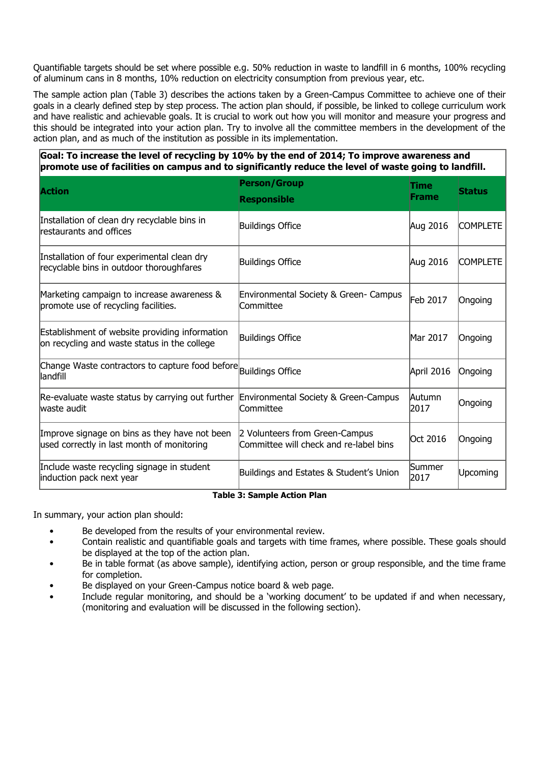Quantifiable targets should be set where possible e.g. 50% reduction in waste to landfill in 6 months, 100% recycling of aluminum cans in 8 months, 10% reduction on electricity consumption from previous year, etc.

The sample action plan (Table 3) describes the actions taken by a Green-Campus Committee to achieve one of their goals in a clearly defined step by step process. The action plan should, if possible, be linked to college curriculum work and have realistic and achievable goals. It is crucial to work out how you will monitor and measure your progress and this should be integrated into your action plan. Try to involve all the committee members in the development of the action plan, and as much of the institution as possible in its implementation.

| **Goal: To increase the level of recycling by 10% by the end of 2014; To improve awareness and promote use of facilities on campus and to significantly reduce the level of waste going to landfill.** | | | |
|---|---|---|---|
| **Action** | **Person/Group Responsible** | **Time Frame** | **Status** |
| Installation of clean dry recyclable bins in restaurants and offices | Buildings Office | Aug 2016 | COMPLETE |
| Installation of four experimental clean dry recyclable bins in outdoor thoroughfares | Buildings Office | Aug 2016 | COMPLETE |
| Marketing campaign to increase awareness & promote use of recycling facilities. | Environmental Society & Green- Campus Committee | Feb 2017 | Ongoing |
| Establishment of website providing information on recycling and waste status in the college | Buildings Office | Mar 2017 | Ongoing |
| Change Waste contractors to capture food before landfill | Buildings Office | April 2016 | Ongoing |
| Re-evaluate waste status by carrying out further waste audit | Environmental Society & Green-Campus Committee | Autumn 2017 | Ongoing |
| Improve signage on bins as they have not been used correctly in last month of monitoring | 2 Volunteers from Green-Campus Committee will check and re-label bins | Oct 2016 | Ongoing |
| Include waste recycling signage in student induction pack next year | Buildings and Estates & Student's Union | Summer 2017 | Upcoming |

**Table 3: Sample Action Plan**

In summary, your action plan should:

- Be developed from the results of your environmental review.
- Contain realistic and quantifiable goals and targets with time frames, where possible. These goals should be displayed at the top of the action plan.
- Be in table format (as above sample), identifying action, person or group responsible, and the time frame for completion.
- Be displayed on your Green-Campus notice board & web page.
- Include regular monitoring, and should be a 'working document' to be updated if and when necessary, (monitoring and evaluation will be discussed in the following section).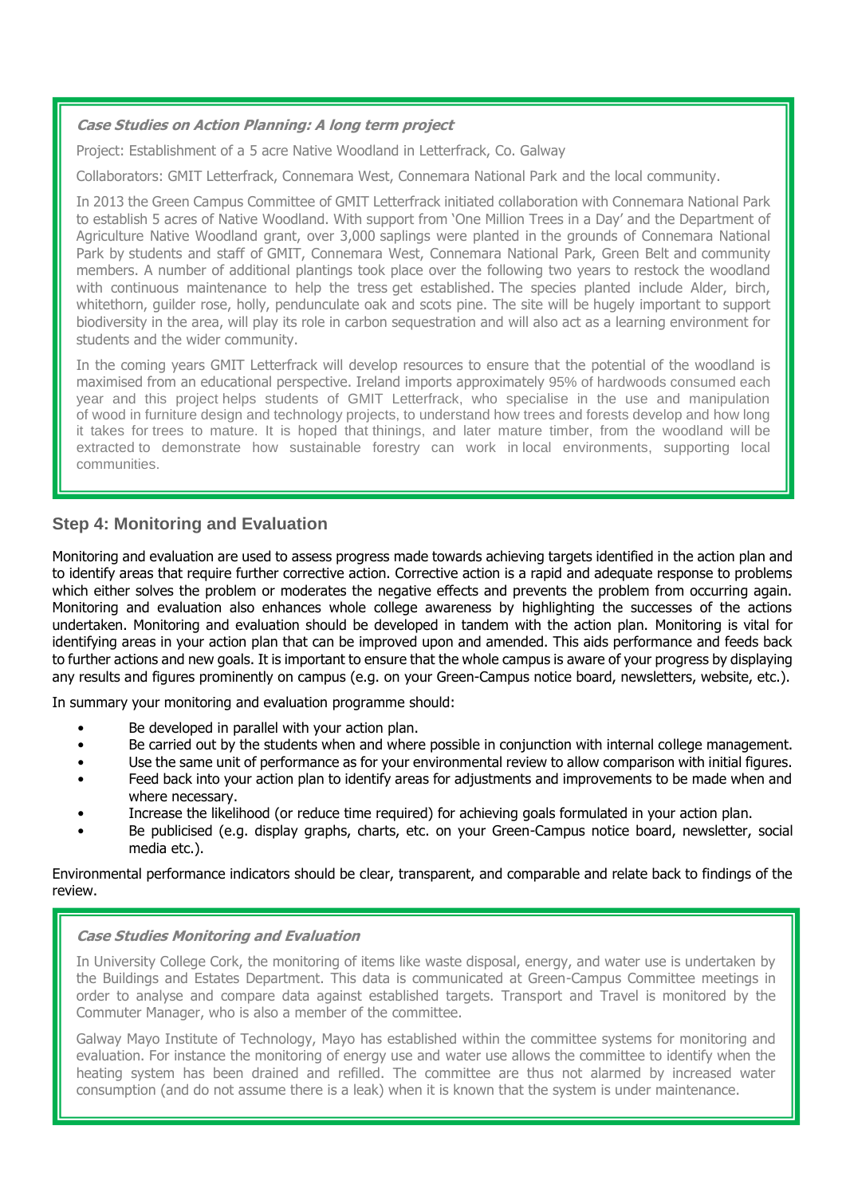***Case Studies on Action Planning: A long term project***

Project: Establishment of a 5 acre Native Woodland in Letterfrack, Co. Galway

Collaborators: GMIT Letterfrack, Connemara West, Connemara National Park and the local community.

In 2013 the Green Campus Committee of GMIT Letterfrack initiated collaboration with Connemara National Park to establish 5 acres of Native Woodland. With support from 'One Million Trees in a Day' and the Department of Agriculture Native Woodland grant, over 3,000 saplings were planted in the grounds of Connemara National Park by students and staff of GMIT, Connemara West, Connemara National Park, Green Belt and community members. A number of additional plantings took place over the following two years to restock the woodland with continuous maintenance to help the tress get established. The species planted include Alder, birch, whitethorn, guilder rose, holly, pendunculate oak and scots pine. The site will be hugely important to support biodiversity in the area, will play its role in carbon sequestration and will also act as a learning environment for students and the wider community.

In the coming years GMIT Letterfrack will develop resources to ensure that the potential of the woodland is maximised from an educational perspective. Ireland imports approximately 95% of hardwoods consumed each year and this project helps students of GMIT Letterfrack, who specialise in the use and manipulation of wood in furniture design and technology projects, to understand how trees and forests develop and how long it takes for trees to mature. It is hoped that thinings, and later mature timber, from the woodland will be extracted to demonstrate how sustainable forestry can work in local environments, supporting local communities.

## Step 4: Monitoring and Evaluation

Monitoring and evaluation are used to assess progress made towards achieving targets identified in the action plan and to identify areas that require further corrective action. Corrective action is a rapid and adequate response to problems which either solves the problem or moderates the negative effects and prevents the problem from occurring again. Monitoring and evaluation also enhances whole college awareness by highlighting the successes of the actions undertaken. Monitoring and evaluation should be developed in tandem with the action plan. Monitoring is vital for identifying areas in your action plan that can be improved upon and amended. This aids performance and feeds back to further actions and new goals. It is important to ensure that the whole campus is aware of your progress by displaying any results and figures prominently on campus (e.g. on your Green-Campus notice board, newsletters, website, etc.).

In summary your monitoring and evaluation programme should:

- Be developed in parallel with your action plan.
- Be carried out by the students when and where possible in conjunction with internal college management.
- Use the same unit of performance as for your environmental review to allow comparison with initial figures.
- Feed back into your action plan to identify areas for adjustments and improvements to be made when and where necessary.
- Increase the likelihood (or reduce time required) for achieving goals formulated in your action plan.
- Be publicised (e.g. display graphs, charts, etc. on your Green-Campus notice board, newsletter, social media etc.).

Environmental performance indicators should be clear, transparent, and comparable and relate back to findings of the review.

***Case Studies Monitoring and Evaluation***

In University College Cork, the monitoring of items like waste disposal, energy, and water use is undertaken by the Buildings and Estates Department. This data is communicated at Green-Campus Committee meetings in order to analyse and compare data against established targets. Transport and Travel is monitored by the Commuter Manager, who is also a member of the committee.

Galway Mayo Institute of Technology, Mayo has established within the committee systems for monitoring and evaluation. For instance the monitoring of energy use and water use allows the committee to identify when the heating system has been drained and refilled. The committee are thus not alarmed by increased water consumption (and do not assume there is a leak) when it is known that the system is under maintenance.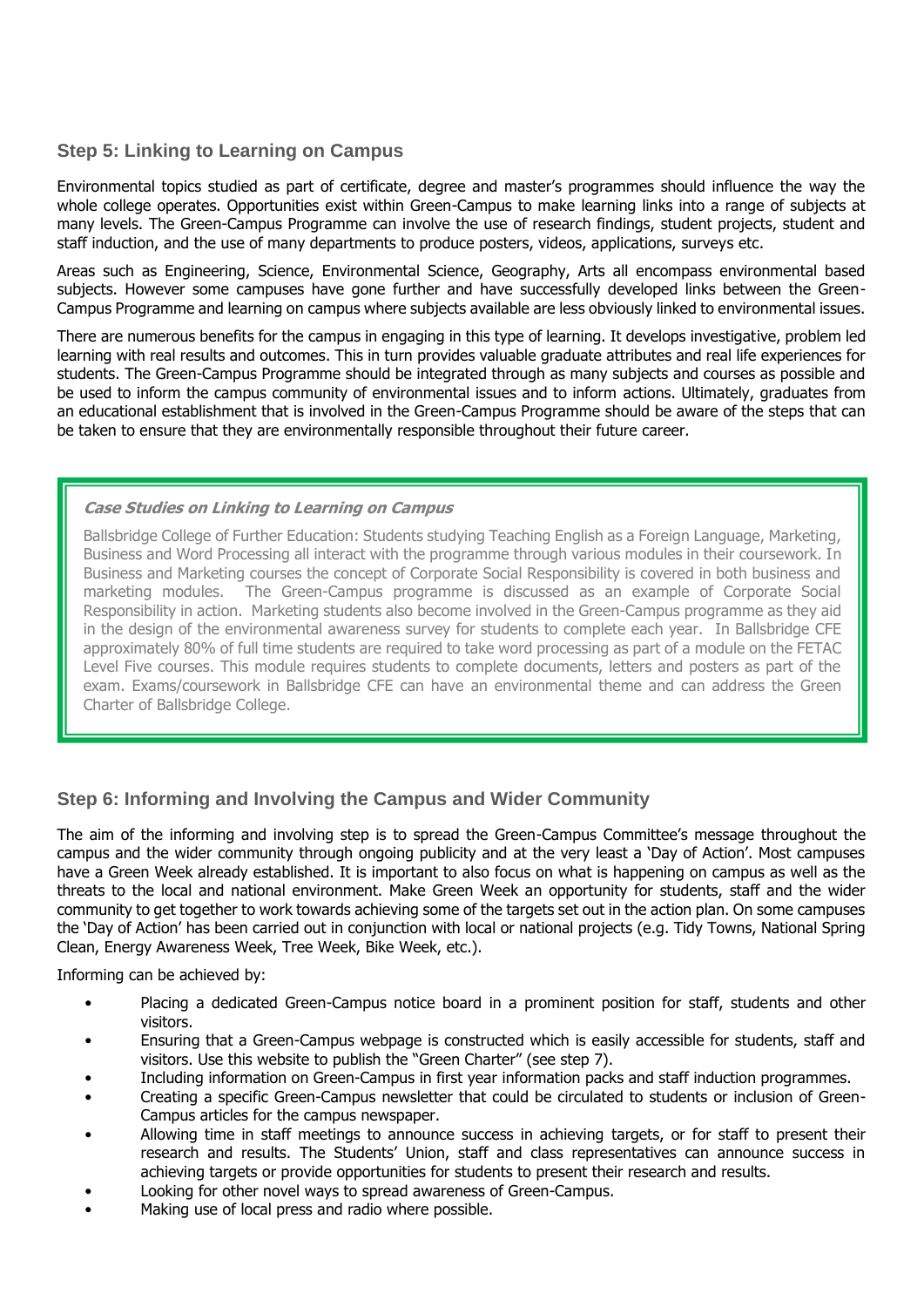## Step 5: Linking to Learning on Campus

Environmental topics studied as part of certificate, degree and master's programmes should influence the way the whole college operates. Opportunities exist within Green-Campus to make learning links into a range of subjects at many levels. The Green-Campus Programme can involve the use of research findings, student projects, student and staff induction, and the use of many departments to produce posters, videos, applications, surveys etc.

Areas such as Engineering, Science, Environmental Science, Geography, Arts all encompass environmental based subjects. However some campuses have gone further and have successfully developed links between the Green-Campus Programme and learning on campus where subjects available are less obviously linked to environmental issues.

There are numerous benefits for the campus in engaging in this type of learning. It develops investigative, problem led learning with real results and outcomes. This in turn provides valuable graduate attributes and real life experiences for students. The Green-Campus Programme should be integrated through as many subjects and courses as possible and be used to inform the campus community of environmental issues and to inform actions. Ultimately, graduates from an educational establishment that is involved in the Green-Campus Programme should be aware of the steps that can be taken to ensure that they are environmentally responsible throughout their future career.

> ***Case Studies on Linking to Learning on Campus***
>
> Ballsbridge College of Further Education: Students studying Teaching English as a Foreign Language, Marketing, Business and Word Processing all interact with the programme through various modules in their coursework. In Business and Marketing courses the concept of Corporate Social Responsibility is covered in both business and marketing modules. The Green-Campus programme is discussed as an example of Corporate Social Responsibility in action. Marketing students also become involved in the Green-Campus programme as they aid in the design of the environmental awareness survey for students to complete each year. In Ballsbridge CFE approximately 80% of full time students are required to take word processing as part of a module on the FETAC Level Five courses. This module requires students to complete documents, letters and posters as part of the exam. Exams/coursework in Ballsbridge CFE can have an environmental theme and can address the Green Charter of Ballsbridge College.

## Step 6: Informing and Involving the Campus and Wider Community

The aim of the informing and involving step is to spread the Green-Campus Committee's message throughout the campus and the wider community through ongoing publicity and at the very least a 'Day of Action'. Most campuses have a Green Week already established. It is important to also focus on what is happening on campus as well as the threats to the local and national environment. Make Green Week an opportunity for students, staff and the wider community to get together to work towards achieving some of the targets set out in the action plan. On some campuses the 'Day of Action' has been carried out in conjunction with local or national projects (e.g. Tidy Towns, National Spring Clean, Energy Awareness Week, Tree Week, Bike Week, etc.).

Informing can be achieved by:

- Placing a dedicated Green-Campus notice board in a prominent position for staff, students and other visitors.
- Ensuring that a Green-Campus webpage is constructed which is easily accessible for students, staff and visitors. Use this website to publish the "Green Charter" (see step 7).
- Including information on Green-Campus in first year information packs and staff induction programmes.
- Creating a specific Green-Campus newsletter that could be circulated to students or inclusion of Green-Campus articles for the campus newspaper.
- Allowing time in staff meetings to announce success in achieving targets, or for staff to present their research and results. The Students' Union, staff and class representatives can announce success in achieving targets or provide opportunities for students to present their research and results.
- Looking for other novel ways to spread awareness of Green-Campus.
- Making use of local press and radio where possible.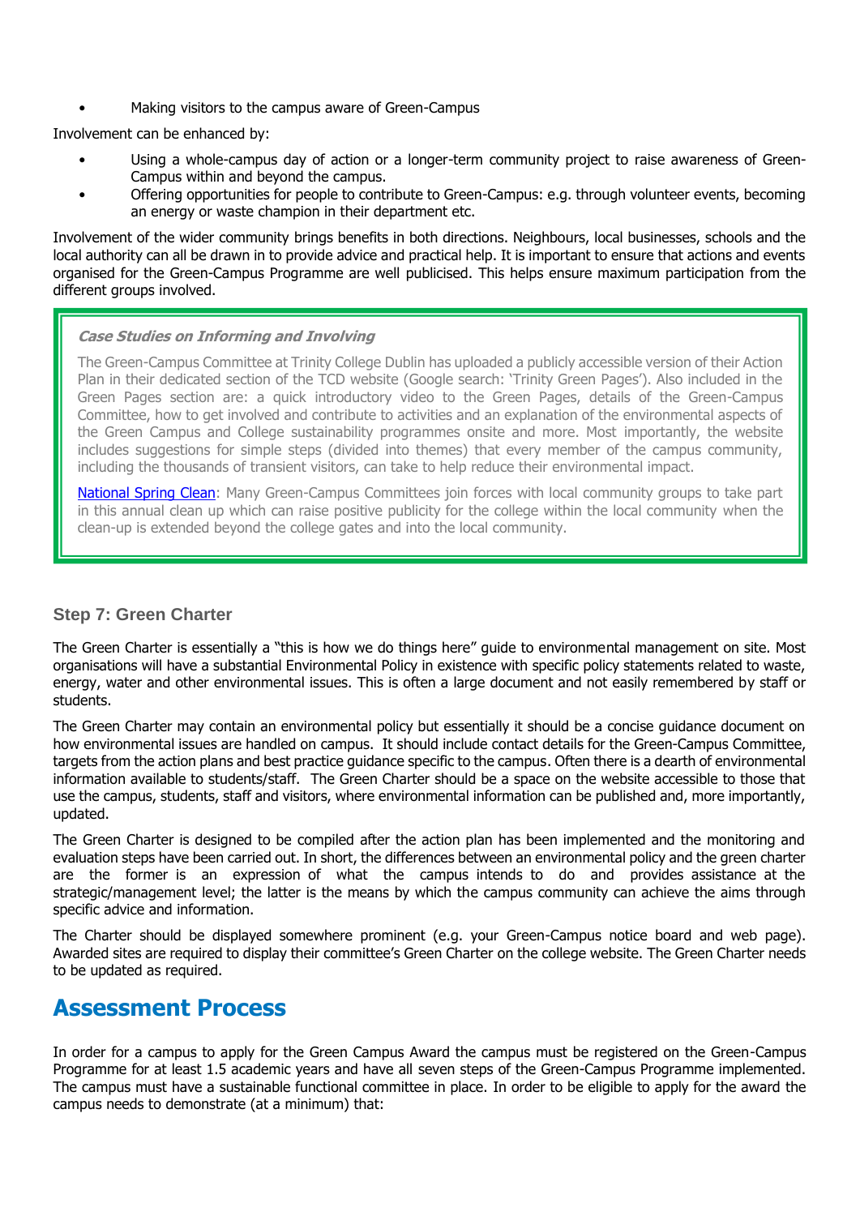- Making visitors to the campus aware of Green-Campus

Involvement can be enhanced by:

- Using a whole-campus day of action or a longer-term community project to raise awareness of Green-Campus within and beyond the campus.
- Offering opportunities for people to contribute to Green-Campus: e.g. through volunteer events, becoming an energy or waste champion in their department etc.

Involvement of the wider community brings benefits in both directions. Neighbours, local businesses, schools and the local authority can all be drawn in to provide advice and practical help. It is important to ensure that actions and events organised for the Green-Campus Programme are well publicised. This helps ensure maximum participation from the different groups involved.

> ***Case Studies on Informing and Involving***
>
> The Green-Campus Committee at Trinity College Dublin has uploaded a publicly accessible version of their Action Plan in their dedicated section of the TCD website (Google search: 'Trinity Green Pages'). Also included in the Green Pages section are: a quick introductory video to the Green Pages, details of the Green-Campus Committee, how to get involved and contribute to activities and an explanation of the environmental aspects of the Green Campus and College sustainability programmes onsite and more. Most importantly, the website includes suggestions for simple steps (divided into themes) that every member of the campus community, including the thousands of transient visitors, can take to help reduce their environmental impact.
>
> National Spring Clean: Many Green-Campus Committees join forces with local community groups to take part in this annual clean up which can raise positive publicity for the college within the local community when the clean-up is extended beyond the college gates and into the local community.

### Step 7: Green Charter

The Green Charter is essentially a "this is how we do things here" guide to environmental management on site. Most organisations will have a substantial Environmental Policy in existence with specific policy statements related to waste, energy, water and other environmental issues. This is often a large document and not easily remembered by staff or students.

The Green Charter may contain an environmental policy but essentially it should be a concise guidance document on how environmental issues are handled on campus. It should include contact details for the Green-Campus Committee, targets from the action plans and best practice guidance specific to the campus. Often there is a dearth of environmental information available to students/staff. The Green Charter should be a space on the website accessible to those that use the campus, students, staff and visitors, where environmental information can be published and, more importantly, updated.

The Green Charter is designed to be compiled after the action plan has been implemented and the monitoring and evaluation steps have been carried out. In short, the differences between an environmental policy and the green charter are the former is an expression of what the campus intends to do and provides assistance at the strategic/management level; the latter is the means by which the campus community can achieve the aims through specific advice and information.

The Charter should be displayed somewhere prominent (e.g. your Green-Campus notice board and web page). Awarded sites are required to display their committee's Green Charter on the college website. The Green Charter needs to be updated as required.

## Assessment Process

In order for a campus to apply for the Green Campus Award the campus must be registered on the Green-Campus Programme for at least 1.5 academic years and have all seven steps of the Green-Campus Programme implemented. The campus must have a sustainable functional committee in place. In order to be eligible to apply for the award the campus needs to demonstrate (at a minimum) that: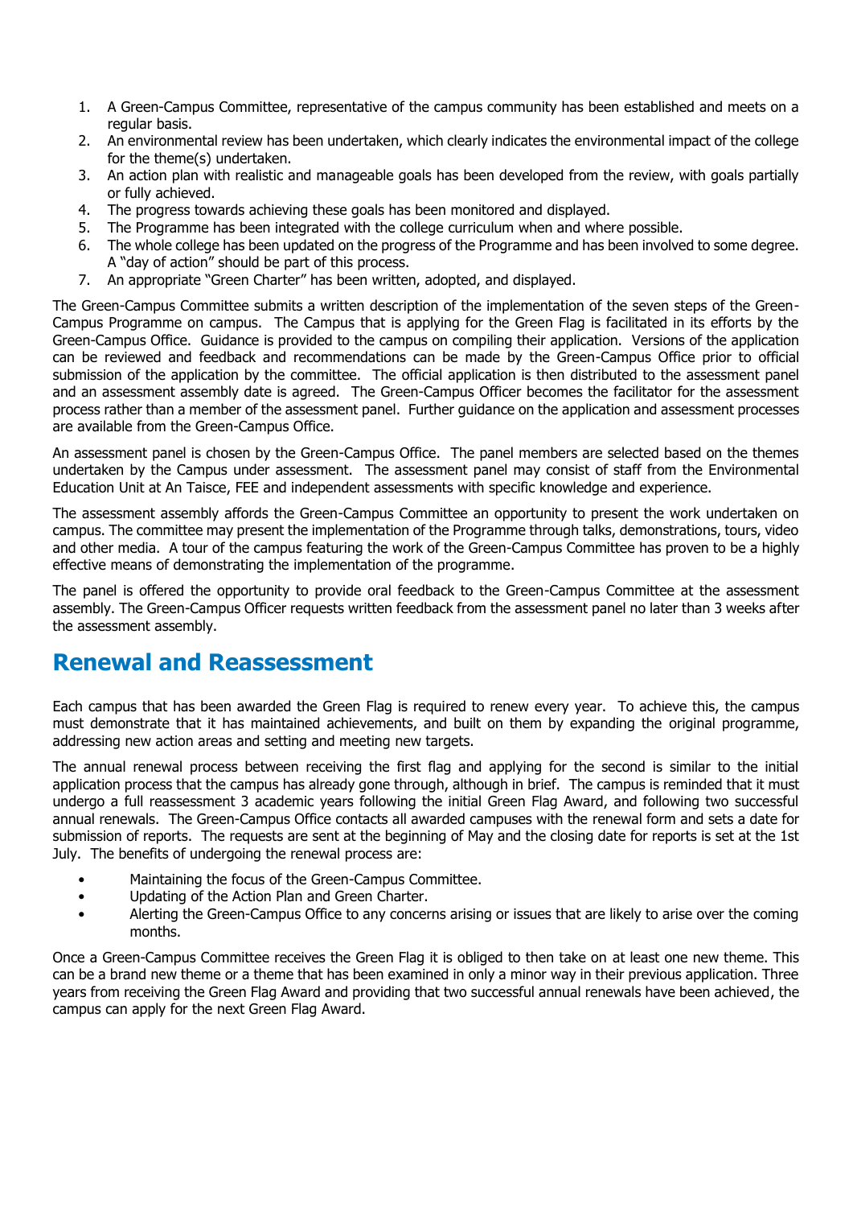1. A Green-Campus Committee, representative of the campus community has been established and meets on a regular basis.
2. An environmental review has been undertaken, which clearly indicates the environmental impact of the college for the theme(s) undertaken.
3. An action plan with realistic and manageable goals has been developed from the review, with goals partially or fully achieved.
4. The progress towards achieving these goals has been monitored and displayed.
5. The Programme has been integrated with the college curriculum when and where possible.
6. The whole college has been updated on the progress of the Programme and has been involved to some degree. A "day of action" should be part of this process.
7. An appropriate "Green Charter" has been written, adopted, and displayed.

The Green-Campus Committee submits a written description of the implementation of the seven steps of the Green-Campus Programme on campus. The Campus that is applying for the Green Flag is facilitated in its efforts by the Green-Campus Office. Guidance is provided to the campus on compiling their application. Versions of the application can be reviewed and feedback and recommendations can be made by the Green-Campus Office prior to official submission of the application by the committee. The official application is then distributed to the assessment panel and an assessment assembly date is agreed. The Green-Campus Officer becomes the facilitator for the assessment process rather than a member of the assessment panel. Further guidance on the application and assessment processes are available from the Green-Campus Office.

An assessment panel is chosen by the Green-Campus Office. The panel members are selected based on the themes undertaken by the Campus under assessment. The assessment panel may consist of staff from the Environmental Education Unit at An Taisce, FEE and independent assessments with specific knowledge and experience.

The assessment assembly affords the Green-Campus Committee an opportunity to present the work undertaken on campus. The committee may present the implementation of the Programme through talks, demonstrations, tours, video and other media. A tour of the campus featuring the work of the Green-Campus Committee has proven to be a highly effective means of demonstrating the implementation of the programme.

The panel is offered the opportunity to provide oral feedback to the Green-Campus Committee at the assessment assembly. The Green-Campus Officer requests written feedback from the assessment panel no later than 3 weeks after the assessment assembly.

## Renewal and Reassessment

Each campus that has been awarded the Green Flag is required to renew every year. To achieve this, the campus must demonstrate that it has maintained achievements, and built on them by expanding the original programme, addressing new action areas and setting and meeting new targets.

The annual renewal process between receiving the first flag and applying for the second is similar to the initial application process that the campus has already gone through, although in brief. The campus is reminded that it must undergo a full reassessment 3 academic years following the initial Green Flag Award, and following two successful annual renewals. The Green-Campus Office contacts all awarded campuses with the renewal form and sets a date for submission of reports. The requests are sent at the beginning of May and the closing date for reports is set at the 1st July. The benefits of undergoing the renewal process are:

- Maintaining the focus of the Green-Campus Committee.
- Updating of the Action Plan and Green Charter.
- Alerting the Green-Campus Office to any concerns arising or issues that are likely to arise over the coming months.

Once a Green-Campus Committee receives the Green Flag it is obliged to then take on at least one new theme. This can be a brand new theme or a theme that has been examined in only a minor way in their previous application. Three years from receiving the Green Flag Award and providing that two successful annual renewals have been achieved, the campus can apply for the next Green Flag Award.